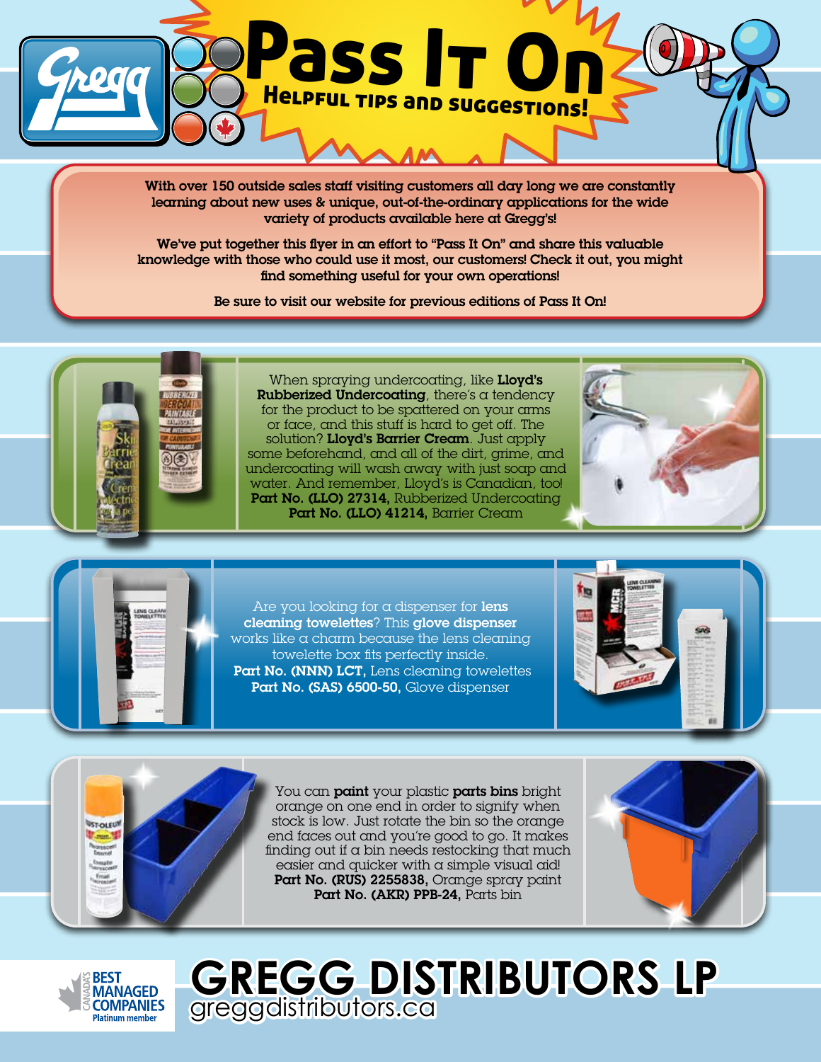# Pass It On

## Helpful tips and suggestions!

With over 150 outside sales staff visiting customers all day long we are constantly learning about new uses & unique, out-of-the-ordinary applications for the wide variety of products available here at Gregg's!

We've put together this flyer in an effort to "Pass It On" and share this valuable knowledge with those who could use it most, our customers! Check it out, you might find something useful for your own operations!

Be sure to visit our website for previous editions of Pass It On!

When spraying undercoating, like **Lloyd's Rubberized Undercoating**, there's a tendency for the product to be spattered on your arms or face, and this stuff is hard to get off. The solution? **Lloyd's Barrier Cream**. Just apply some beforehand, and all of the dirt, grime, and undercoating will wash away with just soap and water. And remember, Lloyd's is Canadian, too!
**Part No. (LLO) 27314,** Rubberized Undercoating
**Part No. (LLO) 41214,** Barrier Cream

Are you looking for a dispenser for **lens cleaning towelettes**? This **glove dispenser** works like a charm because the lens cleaning towelette box fits perfectly inside.
**Part No. (NNN) LCT,** Lens cleaning towelettes
**Part No. (SAS) 6500-50,** Glove dispenser

You can **paint** your plastic **parts bins** bright orange on one end in order to signify when stock is low. Just rotate the bin so the orange end faces out and you're good to go. It makes finding out if a bin needs restocking that much easier and quicker with a simple visual aid!
**Part No. (RUS) 2255838,** Orange spray paint
**Part No. (AKR) PPB-24,** Parts bin

Canada's Best Managed Companies Platinum member

**GREGG DISTRIBUTORS LP**
greggdistributors.ca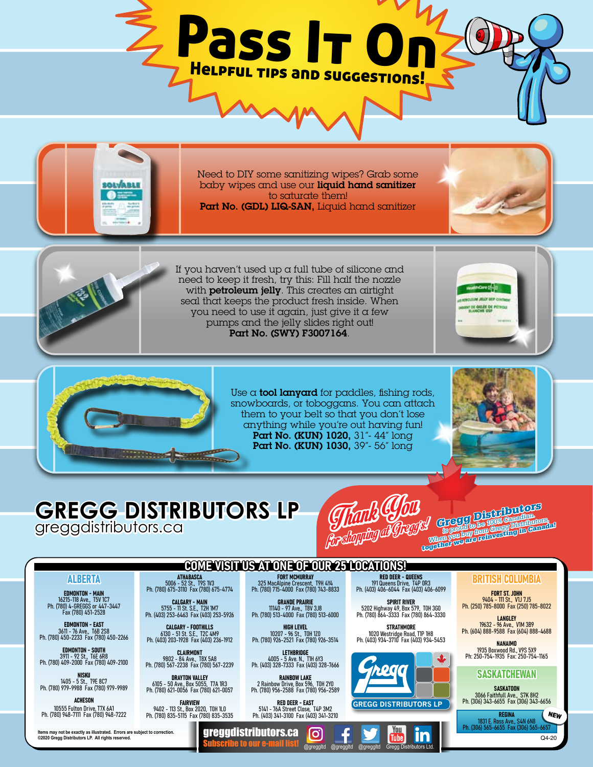# Pass It On

## Helpful tips and suggestions!

Need to DIY some sanitizing wipes? Grab some baby wipes and use our **liquid hand sanitizer** to saturate them!
**Part No. (GDL) LIQ-SAN,** Liquid hand sanitizer

If you haven't used up a full tube of silicone and need to keep it fresh, try this: Fill half the nozzle with **petroleum jelly**. This creates an airtight seal that keeps the product fresh inside. When you need to use it again, just give it a few pumps and the jelly slides right out!
**Part No. (SWY) F3007164**.

Use a **tool lanyard** for paddles, fishing rods, snowboards, or toboggans. You can attach them to your belt so that you don't lose anything while you're out having fun!
**Part No. (KUN) 1020,** 31"- 44" long
**Part No. (KUN) 1030,** 39"- 56" long

# GREGG DISTRIBUTORS LP

greggdistributors.ca

*Thank You for shopping at Gregg's!*

**Gregg Distributors** is proud to be 100% Canadian. When you buy from Gregg Distributors, together we are reinvesting in Canada!

## COME VISIT US AT ONE OF OUR 25 LOCATIONS!

### ALBERTA

**EDMONTON - MAIN**
16215-118 Ave., T5V 1C7
Ph. (780) 4-GREGGS or 447-3447
Fax (780) 451-2528

**EDMONTON - EAST**
3611 - 76 Ave., T6B 2S8
Ph. (780) 450-2233 Fax (780) 450-2266

**EDMONTON - SOUTH**
3911 - 92 St., T6E 6R8
Ph. (780) 409-2000 Fax (780) 409-2100

**NISKU**
1405 - 5 St., T9E 8C7
Ph. (780) 979-9988 Fax (780) 979-9989

**ACHESON**
10555 Fulton Drive, T7X 6A1
Ph. (780) 948-7111 Fax (780) 948-7222

**ATHABASCA**
5006 - 52 St., T9S 1V3
Ph. (780) 675-3110 Fax (780) 675-4774

**CALGARY - MAIN**
5755 - 11 St. S.E., T2H 1M7
Ph. (403) 253-6463 Fax (403) 253-5926

**CALGARY - FOOTHILLS**
6130 - 51 St. S.E., T2C 4M9
Ph. (403) 203-1928 Fax (403) 236-1912

**CLAIRMONT**
9802 - 84 Ave., T8X 5A8
Ph. (780) 567-2238 Fax (780) 567-2239

**DRAYTON VALLEY**
6105 - 50 Ave., Box 5055, T7A 1R3
Ph. (780) 621-0056 Fax (780) 621-0057

**FAIRVIEW**
9402 - 113 St., Box 2020, T0H 1L0
Ph. (780) 835-5115 Fax (780) 835-3535

**FORT MCMURRAY**
325 MacAlpine Crescent, T9H 4Y4
Ph. (780) 715-4000 Fax (780) 743-8833

**GRANDE PRAIRIE**
11140 - 97 Ave., T8V 3J8
Ph. (780) 513-4000 Fax (780) 513-6000

**HIGH LEVEL**
10207 - 96 St., T0H 1Z0
Ph. (780) 926-2521 Fax (780) 926-3514

**LETHBRIDGE**
4005 - 5 Ave. N., T1H 6Y3
Ph. (403) 328-7333 Fax (403) 328-7666

**RAINBOW LAKE**
2 Rainbow Drive, Box 596, T0H 2Y0
Ph. (780) 956-2588 Fax (780) 956-2589

**RED DEER - EAST**
5141 - 76A Street Close, T4P 3M2
Ph. (403) 341-3100 Fax (403) 341-3210

**RED DEER - QUEENS**
191 Queens Drive, T4P 0R3
Ph. (403) 406-6044 Fax (403) 406-6099

**SPIRIT RIVER**
5202 Highway 49, Box 579, T0H 3G0
Ph. (780) 864-3333 Fax (780) 864-3330

**STRATHMORE**
1020 Westridge Road, T1P 1H8
Ph. (403) 934-3710 Fax (403) 934-5453

### BRITISH COLUMBIA

**FORT ST. JOHN**
9404 - 111 St., V1J 7J5
Ph. (250) 785-8000 Fax (250) 785-8022

**LANGLEY**
19632 - 96 Ave., V1M 3B9
Ph. (604) 888-9588 Fax (604) 888-4688

**NANAIMO**
1935 Boxwood Rd., V9S 5X9
Ph: 250-754-1935 Fax: 250-754-1165

### SASKATCHEWAN

**SASKATOON**
3066 Faithfull Ave., S7K 8H2
Ph. (306) 343-6655 Fax (306) 343-6656

**REGINA** *NEW*
1831 E. Ross Ave., S4N 6N8
Ph. (306) 565-6655 Fax (306) 565-6657

GREGG DISTRIBUTORS LP

Items may not be exactly as illustrated. Errors are subject to correction.
©2020 Gregg Distributors LP. All rights reserved.

greggdistributors.ca
Subscribe to our e-mail list!
@greggltd @greggltd @greggltd Gregg Distributors Ltd.

Q4-20